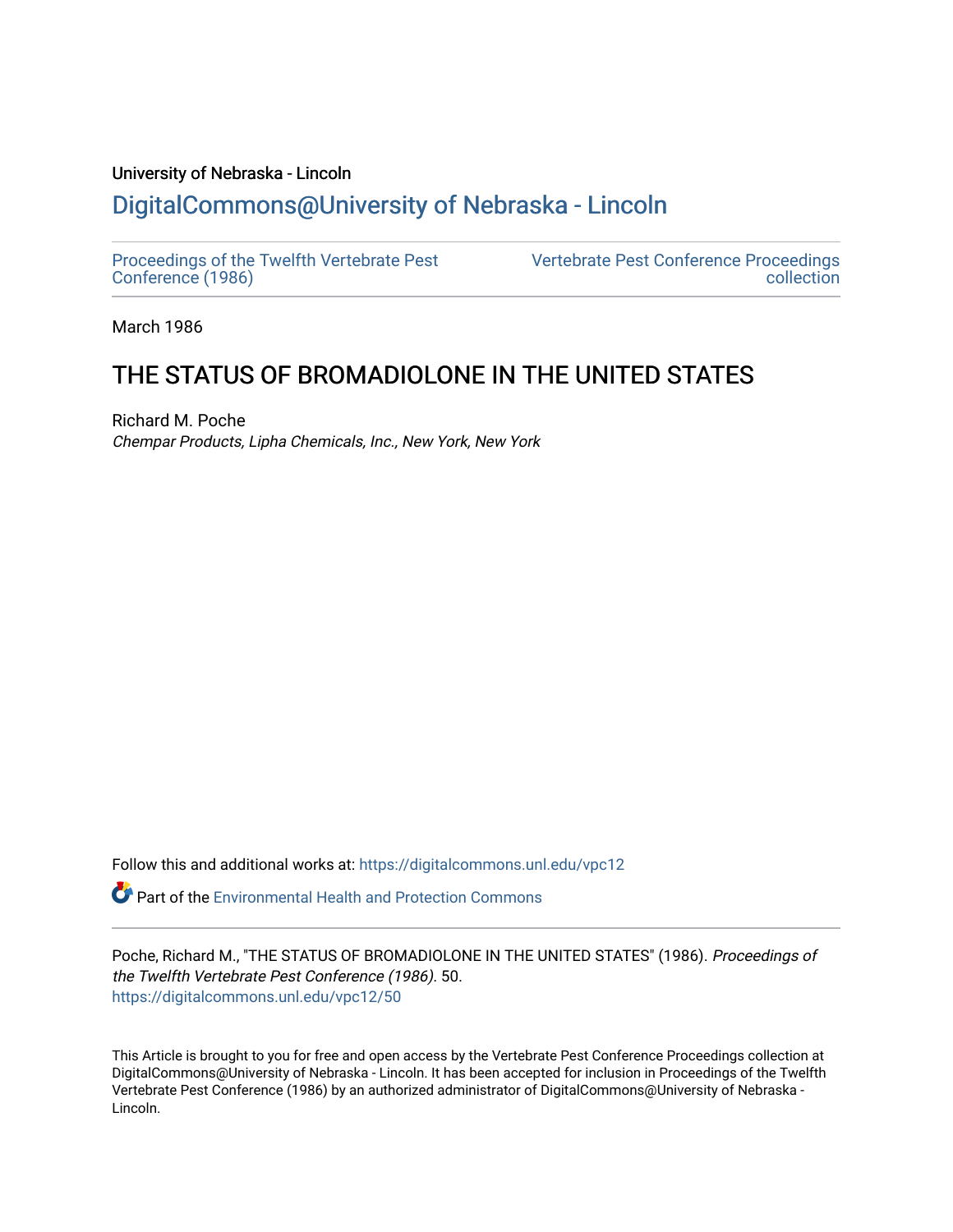University of Nebraska - Lincoln

## DigitalCommons@University of Nebraska - Lincoln

Proceedings of the Twelfth Vertebrate Pest Conference (1986)

Vertebrate Pest Conference Proceedings collection

March 1986

# THE STATUS OF BROMADIOLONE IN THE UNITED STATES

Richard M. Poche

*Chempar Products, Lipha Chemicals, Inc., New York, New York*

Follow this and additional works at: https://digitalcommons.unl.edu/vpc12

Part of the Environmental Health and Protection Commons

Poche, Richard M., "THE STATUS OF BROMADIOLONE IN THE UNITED STATES" (1986). *Proceedings of the Twelfth Vertebrate Pest Conference (1986)*. 50.
https://digitalcommons.unl.edu/vpc12/50

This Article is brought to you for free and open access by the Vertebrate Pest Conference Proceedings collection at DigitalCommons@University of Nebraska - Lincoln. It has been accepted for inclusion in Proceedings of the Twelfth Vertebrate Pest Conference (1986) by an authorized administrator of DigitalCommons@University of Nebraska - Lincoln.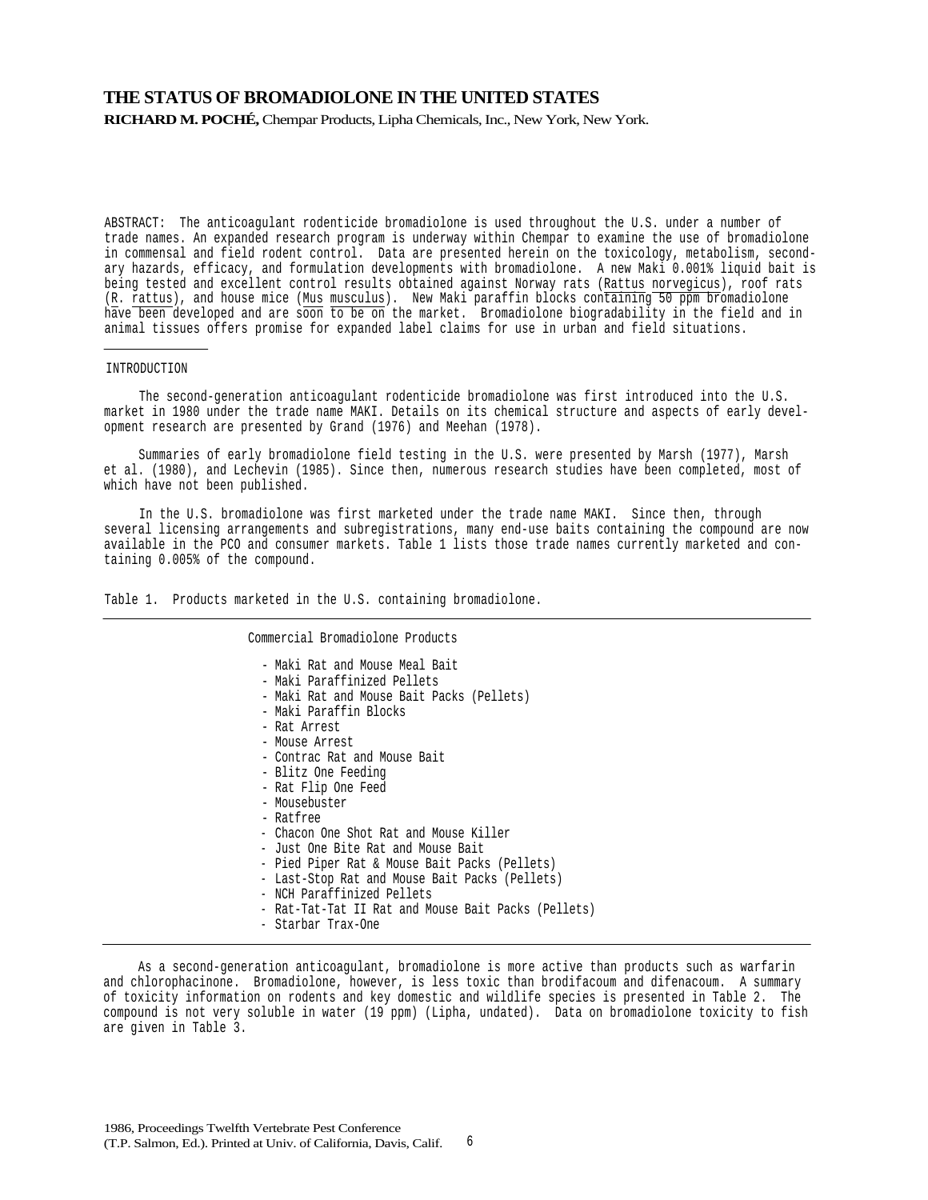# THE STATUS OF BROMADIOLONE IN THE UNITED STATES

**RICHARD M. POCHÉ,** Chempar Products, Lipha Chemicals, Inc., New York, New York.

ABSTRACT: The anticoagulant rodenticide bromadiolone is used throughout the U.S. under a number of trade names. An expanded research program is underway within Chempar to examine the use of bromadiolone in commensal and field rodent control. Data are presented herein on the toxicology, metabolism, secondary hazards, efficacy, and formulation developments with bromadiolone. A new Maki 0.001% liquid bait is being tested and excellent control results obtained against Norway rats (*Rattus norvegicus*), roof rats (*R. rattus*), and house mice (*Mus musculus*). New Maki paraffin blocks containing 50 ppm bromadiolone have been developed and are soon to be on the market. Bromadiolone biogradability in the field and in animal tissues offers promise for expanded label claims for use in urban and field situations.

## INTRODUCTION

The second-generation anticoagulant rodenticide bromadiolone was first introduced into the U.S. market in 1980 under the trade name MAKI. Details on its chemical structure and aspects of early development research are presented by Grand (1976) and Meehan (1978).

Summaries of early bromadiolone field testing in the U.S. were presented by Marsh (1977), Marsh et al. (1980), and Lechevin (1985). Since then, numerous research studies have been completed, most of which have not been published.

In the U.S. bromadiolone was first marketed under the trade name MAKI. Since then, through several licensing arrangements and subregistrations, many end-use baits containing the compound are now available in the PCO and consumer markets. Table 1 lists those trade names currently marketed and containing 0.005% of the compound.

Table 1. Products marketed in the U.S. containing bromadiolone.

| Commercial Bromadiolone Products |
|---|
| - Maki Rat and Mouse Meal Bait |
| - Maki Paraffinized Pellets |
| - Maki Rat and Mouse Bait Packs (Pellets) |
| - Maki Paraffin Blocks |
| - Rat Arrest |
| - Mouse Arrest |
| - Contrac Rat and Mouse Bait |
| - Blitz One Feeding |
| - Rat Flip One Feed |
| - Mousebuster |
| - Ratfree |
| - Chacon One Shot Rat and Mouse Killer |
| - Just One Bite Rat and Mouse Bait |
| - Pied Piper Rat & Mouse Bait Packs (Pellets) |
| - Last-Stop Rat and Mouse Bait Packs (Pellets) |
| - NCH Paraffinized Pellets |
| - Rat-Tat-Tat II Rat and Mouse Bait Packs (Pellets) |
| - Starbar Trax-One |

As a second-generation anticoagulant, bromadiolone is more active than products such as warfarin and chlorophacinone. Bromadiolone, however, is less toxic than brodifacoum and difenacoum. A summary of toxicity information on rodents and key domestic and wildlife species is presented in Table 2. The compound is not very soluble in water (19 ppm) (Lipha, undated). Data on bromadiolone toxicity to fish are given in Table 3.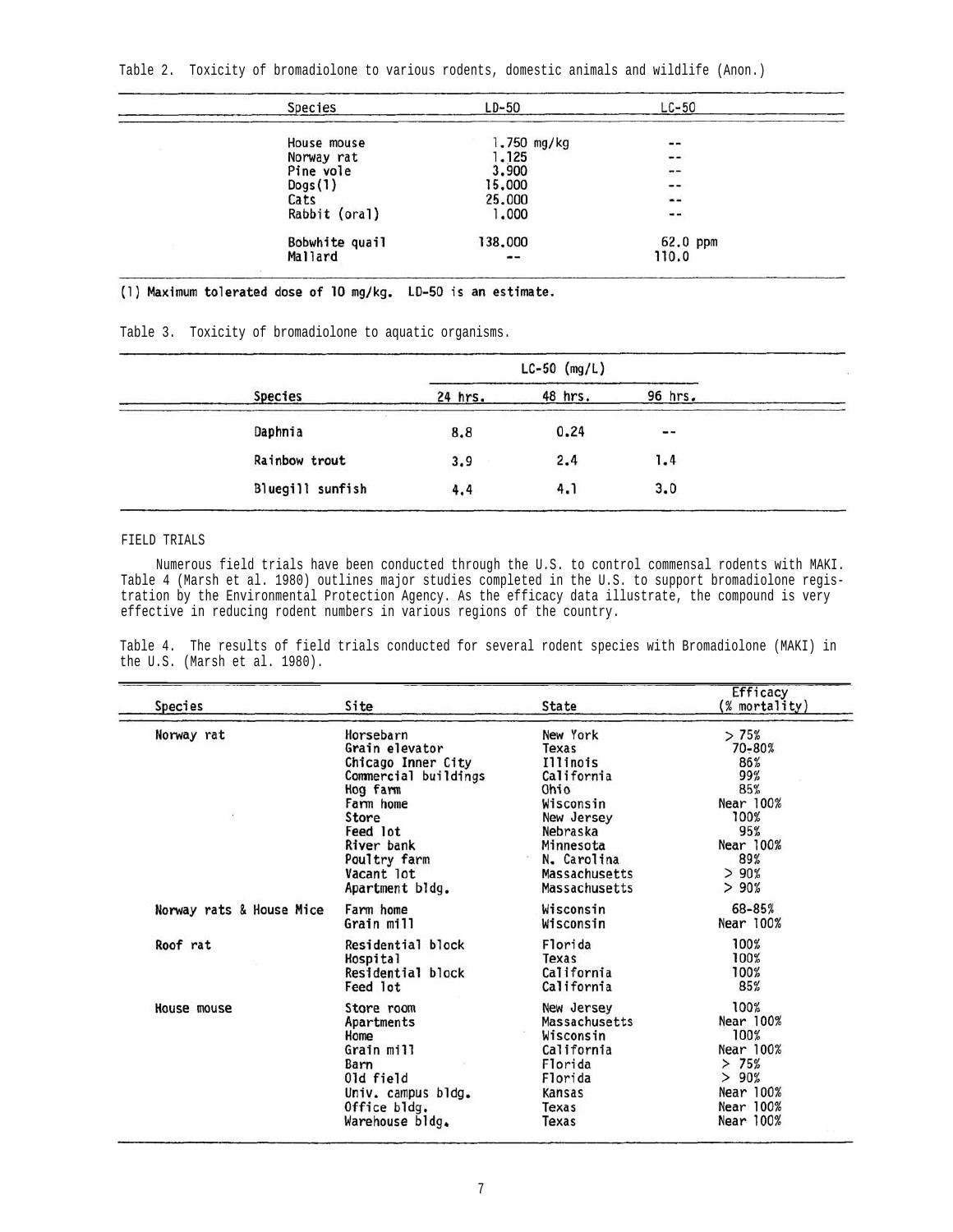Table 2. Toxicity of bromadiolone to various rodents, domestic animals and wildlife (Anon.)

| Species | LD-50 | LC-50 |
|---|---|---|
| House mouse | 1.750 mg/kg | -- |
| Norway rat | 1.125 | -- |
| Pine vole | 3.900 | -- |
| Dogs(1) | 15.000 | -- |
| Cats | 25.000 | -- |
| Rabbit (oral) | 1.000 | -- |
| Bobwhite quail | 138.000 | 62.0 ppm |
| Mallard | -- | 110.0 |

(1) Maximum tolerated dose of 10 mg/kg. LD-50 is an estimate.

Table 3. Toxicity of bromadiolone to aquatic organisms.

| | LC-50 (mg/L) | | |
|---|---|---|---|
| Species | 24 hrs. | 48 hrs. | 96 hrs. |
| Daphnia | 8.8 | 0.24 | -- |
| Rainbow trout | 3.9 | 2.4 | 1.4 |
| Bluegill sunfish | 4.4 | 4.1 | 3.0 |

FIELD TRIALS

Numerous field trials have been conducted through the U.S. to control commensal rodents with MAKI. Table 4 (Marsh et al. 1980) outlines major studies completed in the U.S. to support bromadiolone registration by the Environmental Protection Agency. As the efficacy data illustrate, the compound is very effective in reducing rodent numbers in various regions of the country.

Table 4. The results of field trials conducted for several rodent species with Bromadiolone (MAKI) in the U.S. (Marsh et al. 1980).

| Species | Site | State | Efficacy (% mortality) |
|---|---|---|---|
| Norway rat | Horsebarn | New York | > 75% |
| | Grain elevator | Texas | 70-80% |
| | Chicago Inner City | Illinois | 86% |
| | Commercial buildings | California | 99% |
| | Hog farm | Ohio | 85% |
| | Farm home | Wisconsin | Near 100% |
| | Store | New Jersey | 100% |
| | Feed lot | Nebraska | 95% |
| | River bank | Minnesota | Near 100% |
| | Poultry farm | N. Carolina | 89% |
| | Vacant lot | Massachusetts | > 90% |
| | Apartment bldg. | Massachusetts | > 90% |
| Norway rats & House Mice | Farm home | Wisconsin | 68-85% |
| | Grain mill | Wisconsin | Near 100% |
| Roof rat | Residential block | Florida | 100% |
| | Hospital | Texas | 100% |
| | Residential block | California | 100% |
| | Feed lot | California | 85% |
| House mouse | Store room | New Jersey | 100% |
| | Apartments | Massachusetts | Near 100% |
| | Home | Wisconsin | 100% |
| | Grain mill | California | Near 100% |
| | Barn | Florida | > 75% |
| | Old field | Florida | > 90% |
| | Univ. campus bldg. | Kansas | Near 100% |
| | Office bldg. | Texas | Near 100% |
| | Warehouse bldg. | Texas | Near 100% |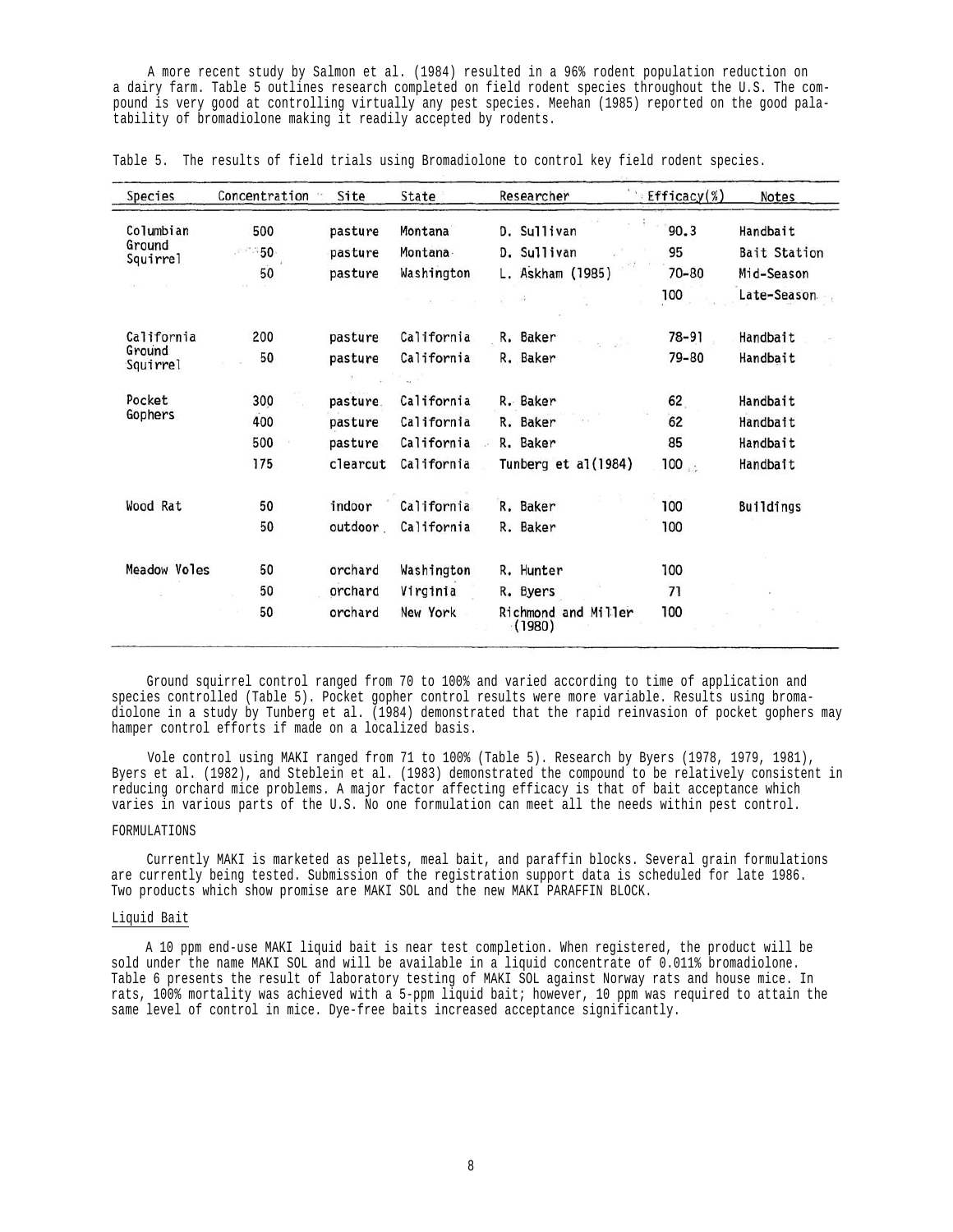A more recent study by Salmon et al. (1984) resulted in a 96% rodent population reduction on a dairy farm. Table 5 outlines research completed on field rodent species throughout the U.S. The compound is very good at controlling virtually any pest species. Meehan (1985) reported on the good palatability of bromadiolone making it readily accepted by rodents.

Table 5. The results of field trials using Bromadiolone to control key field rodent species.

| Species | Concentration | Site | State | Researcher | Efficacy(%) | Notes |
|---|---|---|---|---|---|---|
| Columbian Ground Squirrel | 500 | pasture | Montana | D. Sullivan | 90.3 | Handbait |
| | 50 | pasture | Montana | D. Sullivan | 95 | Bait Station |
| | 50 | pasture | Washington | L. Askham (1985) | 70-80 | Mid-Season |
| | | | | | 100 | Late-Season |
| California Ground Squirrel | 200 | pasture | California | R. Baker | 78-91 | Handbait |
| | 50 | pasture | California | R. Baker | 79-80 | Handbait |
| Pocket Gophers | 300 | pasture | California | R. Baker | 62 | Handbait |
| | 400 | pasture | California | R. Baker | 62 | Handbait |
| | 500 | pasture | California | R. Baker | 85 | Handbait |
| | 175 | clearcut | California | Tunberg et al(1984) | 100 | Handbait |
| Wood Rat | 50 | indoor | California | R. Baker | 100 | Buildings |
| | 50 | outdoor | California | R. Baker | 100 | |
| Meadow Voles | 50 | orchard | Washington | R. Hunter | 100 | |
| | 50 | orchard | Virginia | R. Byers | 71 | |
| | 50 | orchard | New York | Richmond and Miller (1980) | 100 | |

Ground squirrel control ranged from 70 to 100% and varied according to time of application and species controlled (Table 5). Pocket gopher control results were more variable. Results using bromadiolone in a study by Tunberg et al. (1984) demonstrated that the rapid reinvasion of pocket gophers may hamper control efforts if made on a localized basis.

Vole control using MAKI ranged from 71 to 100% (Table 5). Research by Byers (1978, 1979, 1981), Byers et al. (1982), and Steblein et al. (1983) demonstrated the compound to be relatively consistent in reducing orchard mice problems. A major factor affecting efficacy is that of bait acceptance which varies in various parts of the U.S. No one formulation can meet all the needs within pest control.

## FORMULATIONS

Currently MAKI is marketed as pellets, meal bait, and paraffin blocks. Several grain formulations are currently being tested. Submission of the registration support data is scheduled for late 1986. Two products which show promise are MAKI SOL and the new MAKI PARAFFIN BLOCK.

### Liquid Bait

A 10 ppm end-use MAKI liquid bait is near test completion. When registered, the product will be sold under the name MAKI SOL and will be available in a liquid concentrate of 0.011% bromadiolone. Table 6 presents the result of laboratory testing of MAKI SOL against Norway rats and house mice. In rats, 100% mortality was achieved with a 5-ppm liquid bait; however, 10 ppm was required to attain the same level of control in mice. Dye-free baits increased acceptance significantly.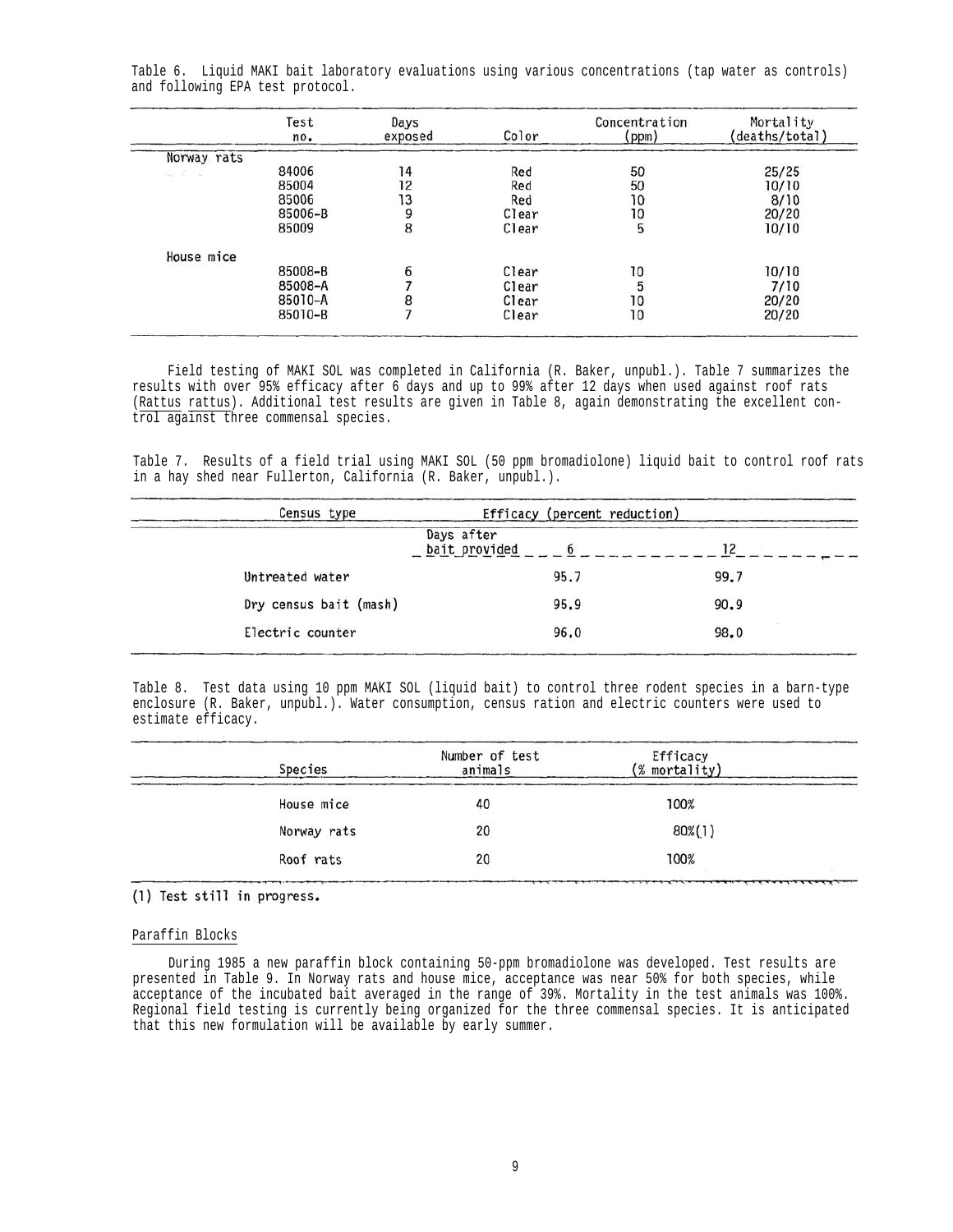Table 6. Liquid MAKI bait laboratory evaluations using various concentrations (tap water as controls) and following EPA test protocol.

| | Test no. | Days exposed | Color | Concentration (ppm) | Mortality (deaths/total) |
|---|---|---|---|---|---|
| Norway rats | | | | | |
| | 84006 | 14 | Red | 50 | 25/25 |
| | 85004 | 12 | Red | 50 | 10/10 |
| | 85006 | 13 | Red | 10 | 8/10 |
| | 85006-B | 9 | Clear | 10 | 20/20 |
| | 85009 | 8 | Clear | 5 | 10/10 |
| House mice | | | | | |
| | 85008-B | 6 | Clear | 10 | 10/10 |
| | 85008-A | 7 | Clear | 5 | 7/10 |
| | 85010-A | 8 | Clear | 10 | 20/20 |
| | 85010-B | 7 | Clear | 10 | 20/20 |

Field testing of MAKI SOL was completed in California (R. Baker, unpubl.). Table 7 summarizes the results with over 95% efficacy after 6 days and up to 99% after 12 days when used against roof rats (*Rattus rattus*). Additional test results are given in Table 8, again demonstrating the excellent control against three commensal species.

Table 7. Results of a field trial using MAKI SOL (50 ppm bromadiolone) liquid bait to control roof rats in a hay shed near Fullerton, California (R. Baker, unpubl.).

| Census type | Efficacy (percent reduction) | |
|---|---|---|
| Days after bait provided | 6 | 12 |
| Untreated water | 95.7 | 99.7 |
| Dry census bait (mash) | 95.9 | 90.9 |
| Electric counter | 96.0 | 98.0 |

Table 8. Test data using 10 ppm MAKI SOL (liquid bait) to control three rodent species in a barn-type enclosure (R. Baker, unpubl.). Water consumption, census ration and electric counters were used to estimate efficacy.

| Species | Number of test animals | Efficacy (% mortality) |
|---|---|---|
| House mice | 40 | 100% |
| Norway rats | 20 | 80%(1) |
| Roof rats | 20 | 100% |

(1) Test still in progress.

## Paraffin Blocks

During 1985 a new paraffin block containing 50-ppm bromadiolone was developed. Test results are presented in Table 9. In Norway rats and house mice, acceptance was near 50% for both species, while acceptance of the incubated bait averaged in the range of 39%. Mortality in the test animals was 100%. Regional field testing is currently being organized for the three commensal species. It is anticipated that this new formulation will be available by early summer.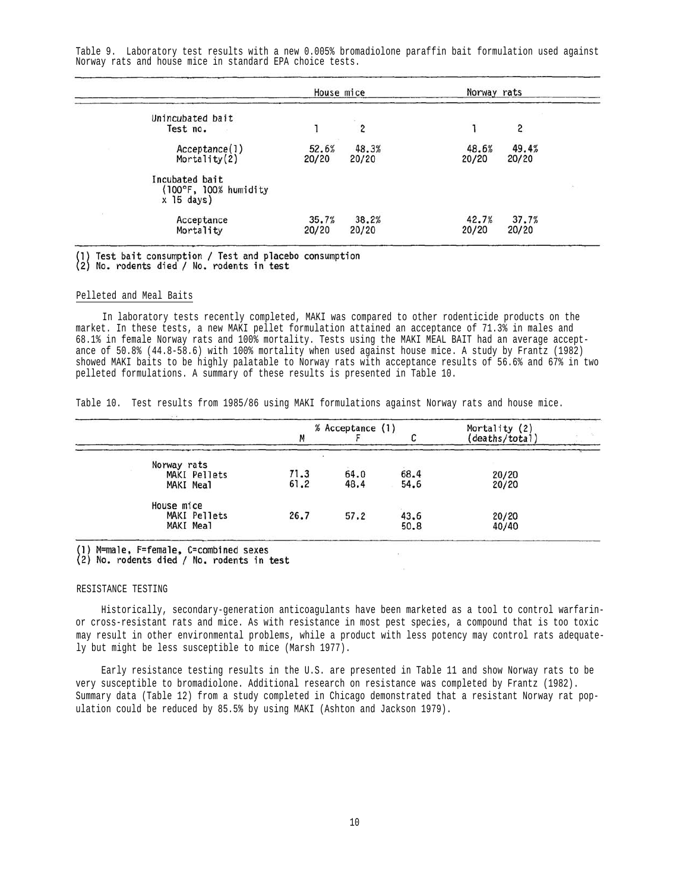Table 9. Laboratory test results with a new 0.005% bromadiolone paraffin bait formulation used against Norway rats and house mice in standard EPA choice tests.

| | House mice | | Norway rats | |
|---|---|---|---|---|
| Unincubated bait | | | | |
| Test no. | 1 | 2 | 1 | 2 |
| Acceptance(1) | 52.6% | 48.3% | 48.6% | 49.4% |
| Mortality(2) | 20/20 | 20/20 | 20/20 | 20/20 |
| Incubated bait (100°F, 100% humidity x 15 days) | | | | |
| Acceptance | 35.7% | 38.2% | 42.7% | 37.7% |
| Mortality | 20/20 | 20/20 | 20/20 | 20/20 |

(1) Test bait consumption / Test and placebo consumption
(2) No. rodents died / No. rodents in test

## Pelleted and Meal Baits

In laboratory tests recently completed, MAKI was compared to other rodenticide products on the market. In these tests, a new MAKI pellet formulation attained an acceptance of 71.3% in males and 68.1% in female Norway rats and 100% mortality. Tests using the MAKI MEAL BAIT had an average acceptance of 50.8% (44.8-58.6) with 100% mortality when used against house mice. A study by Frantz (1982) showed MAKI baits to be highly palatable to Norway rats with acceptance results of 56.6% and 67% in two pelleted formulations. A summary of these results is presented in Table 10.

Table 10. Test results from 1985/86 using MAKI formulations against Norway rats and house mice.

| | % Acceptance (1) | | | Mortality (2) (deaths/total) |
|---|---|---|---|---|
| | M | F | C | |
| Norway rats | | | | |
| MAKI Pellets | 71.3 | 64.0 | 68.4 | 20/20 |
| MAKI Meal | 61.2 | 48.4 | 54.6 | 20/20 |
| House mice | | | | |
| MAKI Pellets | 26.7 | 57.2 | 43.6 | 20/20 |
| MAKI Meal | | | 50.8 | 40/40 |

(1) M=male, F=female, C=combined sexes
(2) No. rodents died / No. rodents in test

## RESISTANCE TESTING

Historically, secondary-generation anticoagulants have been marketed as a tool to control warfarin- or cross-resistant rats and mice. As with resistance in most pest species, a compound that is too toxic may result in other environmental problems, while a product with less potency may control rats adequately but might be less susceptible to mice (Marsh 1977).

Early resistance testing results in the U.S. are presented in Table 11 and show Norway rats to be very susceptible to bromadiolone. Additional research on resistance was completed by Frantz (1982). Summary data (Table 12) from a study completed in Chicago demonstrated that a resistant Norway rat population could be reduced by 85.5% by using MAKI (Ashton and Jackson 1979).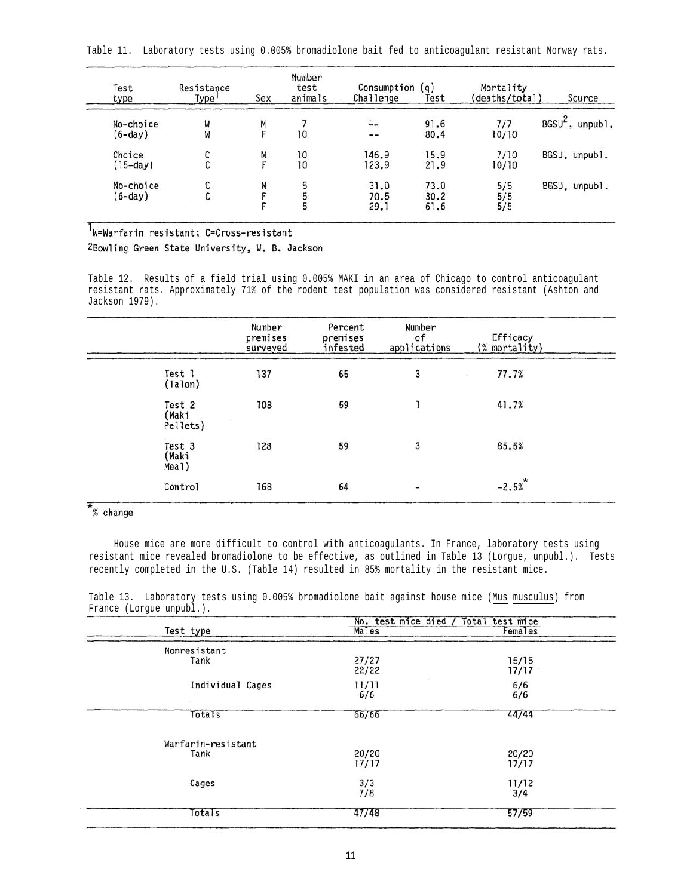Table 11. Laboratory tests using 0.005% bromadiolone bait fed to anticoagulant resistant Norway rats.

| Test type | Resistance Type[1] | Sex | Number test animals | Consumption (g) Challenge | Test | Mortality (deaths/total) | Source |
|---|---|---|---|---|---|---|---|
| No-choice (6-day) | W | M | 7 | -- | 91.6 | 7/7 | BGSU[2], unpubl. |
| | W | F | 10 | -- | 80.4 | 10/10 | |
| Choice (15-day) | C | M | 10 | 146.9 | 15.9 | 7/10 | BGSU, unpubl. |
| | C | F | 10 | 123.9 | 21.9 | 10/10 | |
| No-choice (6-day) | C | M | 5 | 31.0 | 73.0 | 5/5 | BGSU, unpubl. |
| | C | F | 5 | 70.5 | 30.2 | 5/5 | |
| | | F | 5 | 29.1 | 61.6 | 5/5 | |

[1]W=Warfarin resistant; C=Cross-resistant

[2]Bowling Green State University, W. B. Jackson

Table 12. Results of a field trial using 0.005% MAKI in an area of Chicago to control anticoagulant resistant rats. Approximately 71% of the rodent test population was considered resistant (Ashton and Jackson 1979).

| | Number premises surveyed | Percent premises infested | Number of applications | Efficacy (% mortality) |
|---|---|---|---|---|
| Test 1 (Talon) | 137 | 65 | 3 | 77.7% |
| Test 2 (Maki Pellets) | 108 | 59 | 1 | 41.7% |
| Test 3 (Maki Meal) | 128 | 59 | 3 | 85.5% |
| Control | 168 | 64 | - | -2.5%* |

*% change

House mice are more difficult to control with anticoagulants. In France, laboratory tests using resistant mice revealed bromadiolone to be effective, as outlined in Table 13 (Lorgue, unpubl.). Tests recently completed in the U.S. (Table 14) resulted in 85% mortality in the resistant mice.

Table 13. Laboratory tests using 0.005% bromadiolone bait against house mice (Mus musculus) from France (Lorgue unpubl.).

| Test type | No. test mice died / Total test mice: Males | Females |
|---|---|---|
| **Nonresistant** | | |
| Tank | 27/27 | 15/15 |
| | 22/22 | 17/17 |
| Individual Cages | 11/11 | 6/6 |
| | 6/6 | 6/6 |
| Totals | 66/66 | 44/44 |
| **Warfarin-resistant** | | |
| Tank | 20/20 | 20/20 |
| | 17/17 | 17/17 |
| Cages | 3/3 | 11/12 |
| | 7/8 | 3/4 |
| Totals | 47/48 | 57/59 |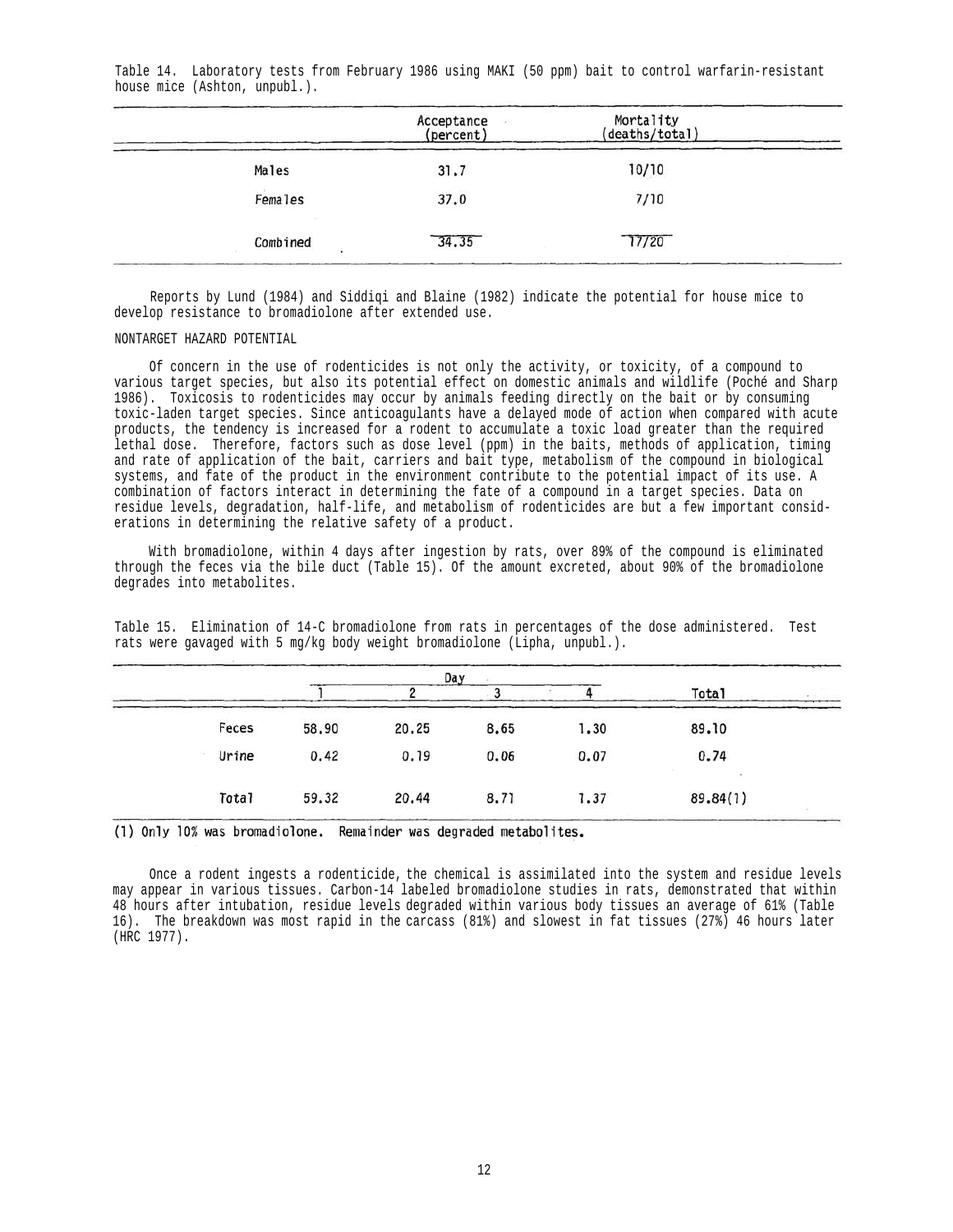Table 14. Laboratory tests from February 1986 using MAKI (50 ppm) bait to control warfarin-resistant house mice (Ashton, unpubl.).

| | Acceptance (percent) | Mortality (deaths/total) |
|---|---|---|
| Males | 31.7 | 10/10 |
| Females | 37.0 | 7/10 |
| Combined | 34.35 | 17/20 |

Reports by Lund (1984) and Siddiqi and Blaine (1982) indicate the potential for house mice to develop resistance to bromadiolone after extended use.

NONTARGET HAZARD POTENTIAL

Of concern in the use of rodenticides is not only the activity, or toxicity, of a compound to various target species, but also its potential effect on domestic animals and wildlife (Poché and Sharp 1986). Toxicosis to rodenticides may occur by animals feeding directly on the bait or by consuming toxic-laden target species. Since anticoagulants have a delayed mode of action when compared with acute products, the tendency is increased for a rodent to accumulate a toxic load greater than the required lethal dose. Therefore, factors such as dose level (ppm) in the baits, methods of application, timing and rate of application of the bait, carriers and bait type, metabolism of the compound in biological systems, and fate of the product in the environment contribute to the potential impact of its use. A combination of factors interact in determining the fate of a compound in a target species. Data on residue levels, degradation, half-life, and metabolism of rodenticides are but a few important considerations in determining the relative safety of a product.

With bromadiolone, within 4 days after ingestion by rats, over 89% of the compound is eliminated through the feces via the bile duct (Table 15). Of the amount excreted, about 90% of the bromadiolone degrades into metabolites.

Table 15. Elimination of 14-C bromadiolone from rats in percentages of the dose administered. Test rats were gavaged with 5 mg/kg body weight bromadiolone (Lipha, unpubl.).

| | Day | | | | Total |
|---|---|---|---|---|---|
| | 1 | 2 | 3 | 4 | |
| Feces | 58.90 | 20.25 | 8.65 | 1.30 | 89.10 |
| Urine | 0.42 | 0.19 | 0.06 | 0.07 | 0.74 |
| Total | 59.32 | 20.44 | 8.71 | 1.37 | 89.84(1) |

(1) Only 10% was bromadiolone. Remainder was degraded metabolites.

Once a rodent ingests a rodenticide, the chemical is assimilated into the system and residue levels may appear in various tissues. Carbon-14 labeled bromadiolone studies in rats, demonstrated that within 48 hours after intubation, residue levels degraded within various body tissues an average of 61% (Table 16). The breakdown was most rapid in the carcass (81%) and slowest in fat tissues (27%) 46 hours later (HRC 1977).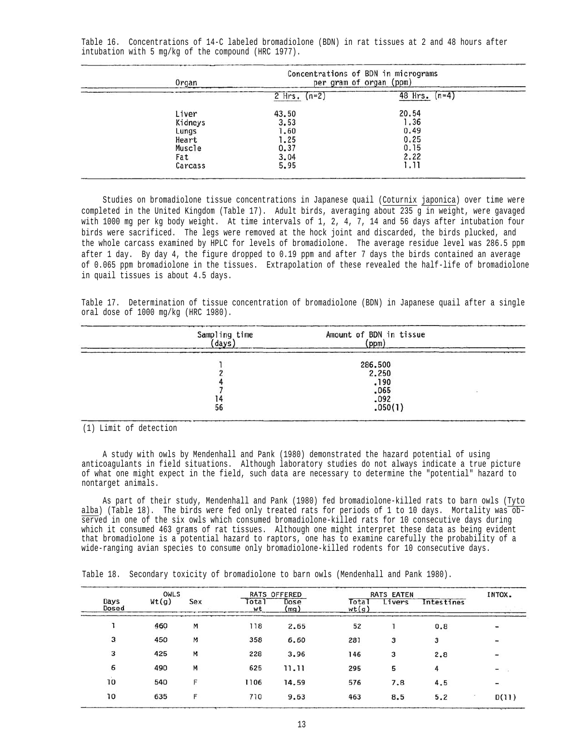Table 16. Concentrations of 14-C labeled bromadiolone (BDN) in rat tissues at 2 and 48 hours after intubation with 5 mg/kg of the compound (HRC 1977).

| Organ | Concentrations of BDN in micrograms per gram of organ (ppm) | |
|---|---|---|
| | 2 Hrs. (n=2) | 48 Hrs. (n=4) |
| Liver | 43.50 | 20.54 |
| Kidneys | 3.53 | 1.36 |
| Lungs | 1.60 | 0.49 |
| Heart | 1.25 | 0.25 |
| Muscle | 0.37 | 0.15 |
| Fat | 3.04 | 2.22 |
| Carcass | 5.95 | 1.11 |

Studies on bromadiolone tissue concentrations in Japanese quail (*Coturnix japonica*) over time were completed in the United Kingdom (Table 17). Adult birds, averaging about 235 g in weight, were gavaged with 1000 mg per kg body weight. At time intervals of 1, 2, 4, 7, 14 and 56 days after intubation four birds were sacrificed. The legs were removed at the hock joint and discarded, the birds plucked, and the whole carcass examined by HPLC for levels of bromadiolone. The average residue level was 286.5 ppm after 1 day. By day 4, the figure dropped to 0.19 ppm and after 7 days the birds contained an average of 0.065 ppm bromadiolone in the tissues. Extrapolation of these revealed the half-life of bromadiolone in quail tissues is about 4.5 days.

Table 17. Determination of tissue concentration of bromadiolone (BDN) in Japanese quail after a single oral dose of 1000 mg/kg (HRC 1980).

| Sampling time (days) | Amount of BDN in tissue (ppm) |
|---|---|
| 1 | 286.500 |
| 2 | 2.250 |
| 4 | .190 |
| 7 | .065 |
| 14 | .092 |
| 56 | .050(1) |

(1) Limit of detection

A study with owls by Mendenhall and Pank (1980) demonstrated the hazard potential of using anticoagulants in field situations. Although laboratory studies do not always indicate a true picture of what one might expect in the field, such data are necessary to determine the "potential" hazard to nontarget animals.

As part of their study, Mendenhall and Pank (1980) fed bromadiolone-killed rats to barn owls (*Tyto alba*) (Table 18). The birds were fed only treated rats for periods of 1 to 10 days. Mortality was observed in one of the six owls which consumed bromadiolone-killed rats for 10 consecutive days during which it consumed 463 grams of rat tissues. Although one might interpret these data as being evident that bromadiolone is a potential hazard to raptors, one has to examine carefully the probability of a wide-ranging avian species to consume only bromadiolone-killed rodents for 10 consecutive days.

Table 18. Secondary toxicity of bromadiolone to barn owls (Mendenhall and Pank 1980).

| Days Dosed | OWLS Wt(g) | Sex | RATS OFFERED Total wt | Dose (mg) | RATS EATEN Total wt(g) | Livers | Intestines | INTOX. |
|---|---|---|---|---|---|---|---|---|
| 1 | 460 | M | 118 | 2.65 | 52 | 1 | 0.8 | - |
| 3 | 450 | M | 358 | 6.60 | 281 | 3 | 3 | - |
| 3 | 425 | M | 228 | 3.96 | 146 | 3 | 2.8 | - |
| 6 | 490 | M | 625 | 11.11 | 295 | 5 | 4 | - |
| 10 | 540 | F | 1106 | 14.59 | 576 | 7.8 | 4.5 | - |
| 10 | 635 | F | 710 | 9.63 | 463 | 8.5 | 5.2 | D(11) |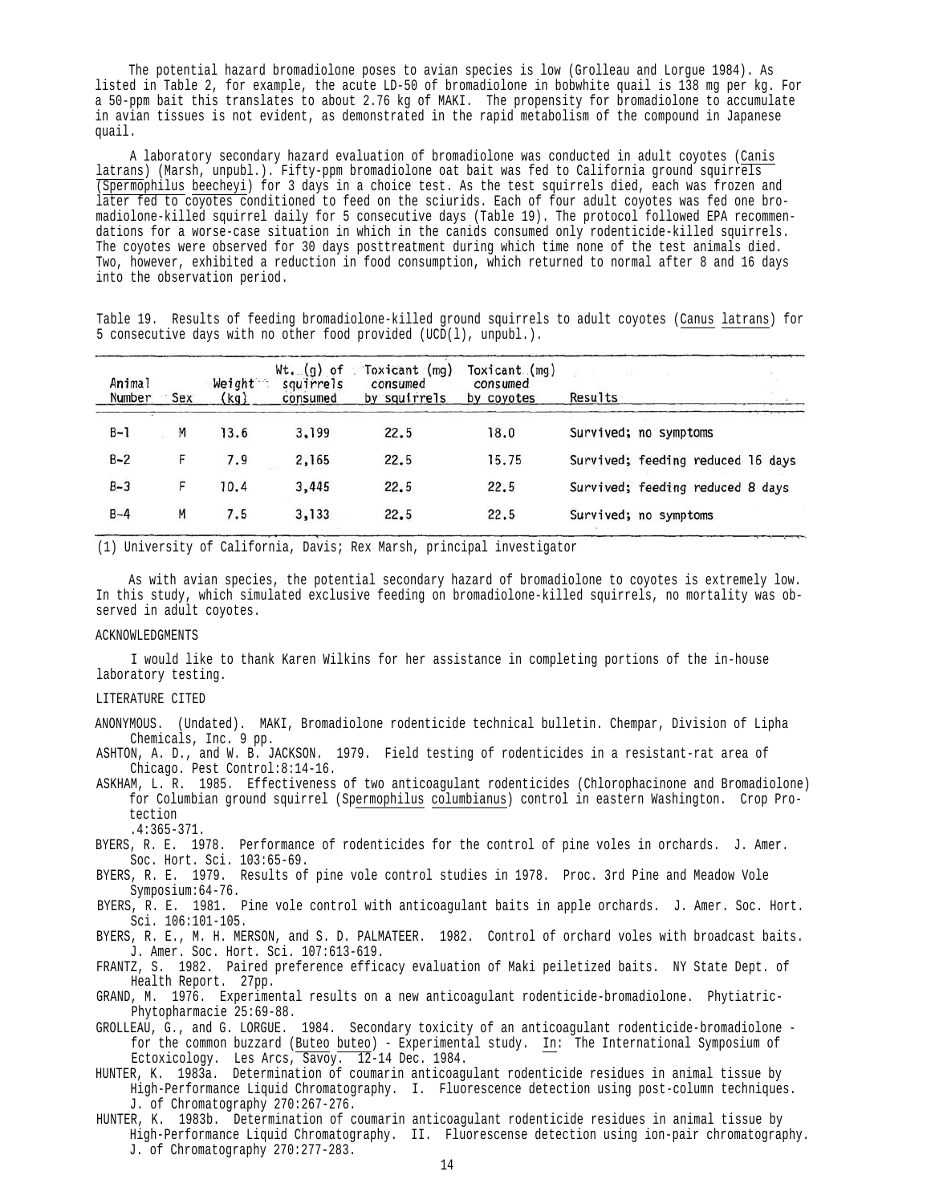The potential hazard bromadiolone poses to avian species is low (Grolleau and Lorgue 1984). As listed in Table 2, for example, the acute LD-50 of bromadiolone in bobwhite quail is 138 mg per kg. For a 50-ppm bait this translates to about 2.76 kg of MAKI. The propensity for bromadiolone to accumulate in avian tissues is not evident, as demonstrated in the rapid metabolism of the compound in Japanese quail.

A laboratory secondary hazard evaluation of bromadiolone was conducted in adult coyotes (*Canis latrans*) (Marsh, unpubl.). Fifty-ppm bromadiolone oat bait was fed to California ground squirrels (*Spermophilus beecheyi*) for 3 days in a choice test. As the test squirrels died, each was frozen and later fed to coyotes conditioned to feed on the sciurids. Each of four adult coyotes was fed one bromadiolone-killed squirrel daily for 5 consecutive days (Table 19). The protocol followed EPA recommendations for a worse-case situation in which the canids consumed only rodenticide-killed squirrels. The coyotes were observed for 30 days posttreatment during which time none of the test animals died. Two, however, exhibited a reduction in food consumption, which returned to normal after 8 and 16 days into the observation period.

Table 19. Results of feeding bromadiolone-killed ground squirrels to adult coyotes (*Canus latrans*) for 5 consecutive days with no other food provided (UCD(1), unpubl.).

| Animal Number | Sex | Weight (kg) | Wt. (g) of squirrels consumed | Toxicant (mg) consumed by squirrels | Toxicant (mg) consumed by coyotes | Results |
|---|---|---|---|---|---|---|
| B-1 | M | 13.6 | 3,199 | 22.5 | 18.0 | Survived; no symptoms |
| B-2 | F | 7.9 | 2,165 | 22.5 | 15.75 | Survived; feeding reduced 16 days |
| B-3 | F | 10.4 | 3,445 | 22.5 | 22.5 | Survived; feeding reduced 8 days |
| B-4 | M | 7.5 | 3,133 | 22.5 | 22.5 | Survived; no symptoms |

(1) University of California, Davis; Rex Marsh, principal investigator

As with avian species, the potential secondary hazard of bromadiolone to coyotes is extremely low. In this study, which simulated exclusive feeding on bromadiolone-killed squirrels, no mortality was observed in adult coyotes.

## ACKNOWLEDGMENTS

I would like to thank Karen Wilkins for her assistance in completing portions of the in-house laboratory testing.

## LITERATURE CITED

ANONYMOUS. (Undated). MAKI, Bromadiolone rodenticide technical bulletin. Chempar, Division of Lipha Chemicals, Inc. 9 pp.

ASHTON, A. D., and W. B. JACKSON. 1979. Field testing of rodenticides in a resistant-rat area of Chicago. Pest Control:8:14-16.

ASKHAM, L. R. 1985. Effectiveness of two anticoagulant rodenticides (Chlorophacinone and Bromadiolone) for Columbian ground squirrel (*Spermophilus columbianus*) control in eastern Washington. Crop Protection .4:365-371.

BYERS, R. E. 1978. Performance of rodenticides for the control of pine voles in orchards. J. Amer. Soc. Hort. Sci. 103:65-69.

BYERS, R. E. 1979. Results of pine vole control studies in 1978. Proc. 3rd Pine and Meadow Vole Symposium:64-76.

BYERS, R. E. 1981. Pine vole control with anticoagulant baits in apple orchards. J. Amer. Soc. Hort. Sci. 106:101-105.

BYERS, R. E., M. H. MERSON, and S. D. PALMATEER. 1982. Control of orchard voles with broadcast baits. J. Amer. Soc. Hort. Sci. 107:613-619.

FRANTZ, S. 1982. Paired preference efficacy evaluation of Maki peiletized baits. NY State Dept. of Health Report. 27pp.

GRAND, M. 1976. Experimental results on a new anticoagulant rodenticide-bromadiolone. Phytiatric-Phytopharmacie 25:69-88.

GROLLEAU, G., and G. LORGUE. 1984. Secondary toxicity of an anticoagulant rodenticide-bromadiolone - for the common buzzard (*Buteo buteo*) - Experimental study. In: The International Symposium of Ectoxicology. Les Arcs, Savoy. 12-14 Dec. 1984.

HUNTER, K. 1983a. Determination of coumarin anticoagulant rodenticide residues in animal tissue by High-Performance Liquid Chromatography. I. Fluorescence detection using post-column techniques. J. of Chromatography 270:267-276.

HUNTER, K. 1983b. Determination of coumarin anticoagulant rodenticide residues in animal tissue by High-Performance Liquid Chromatography. II. Fluorescense detection using ion-pair chromatography. J. of Chromatography 270:277-283.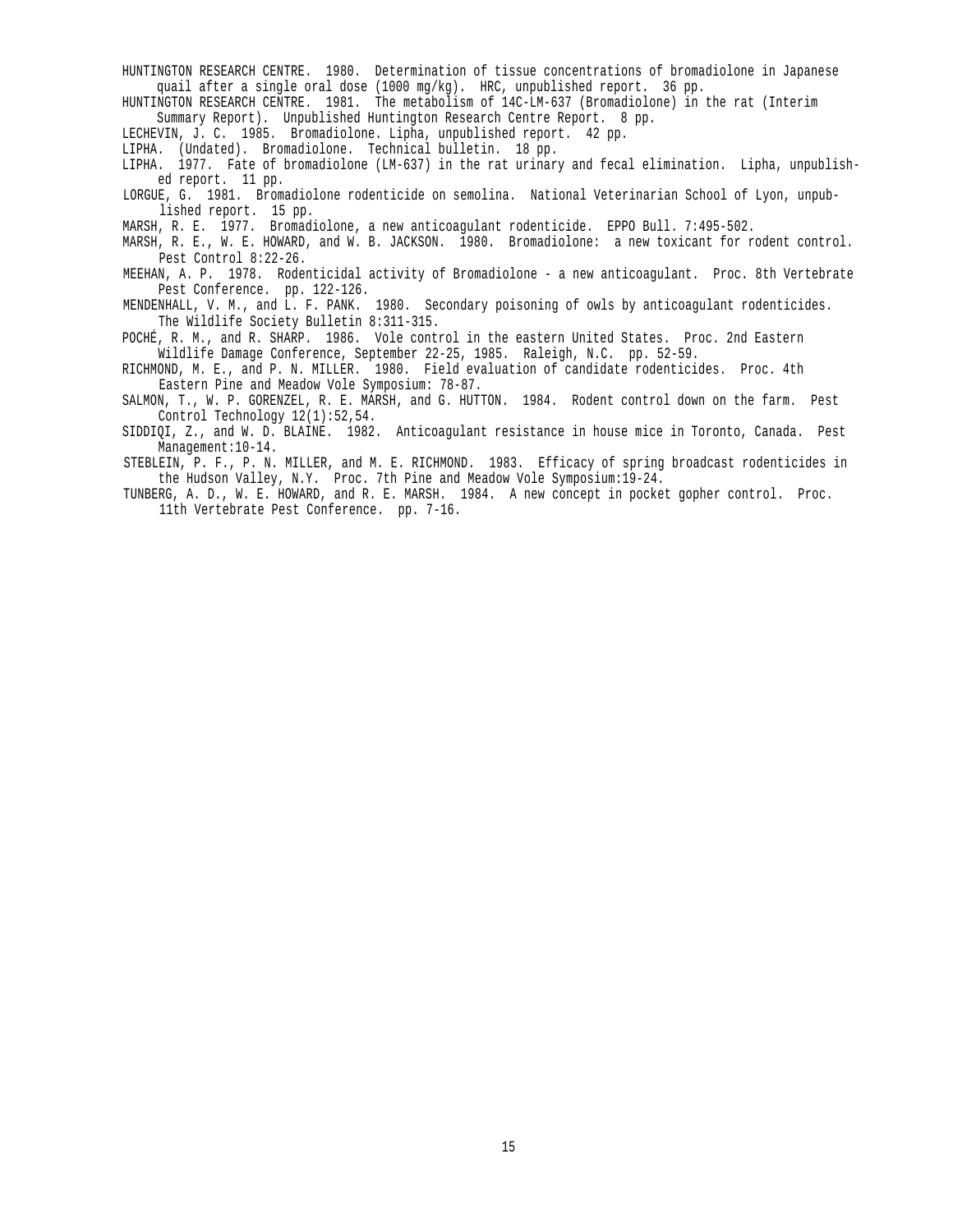HUNTINGTON RESEARCH CENTRE. 1980. Determination of tissue concentrations of bromadiolone in Japanese quail after a single oral dose (1000 mg/kg). HRC, unpublished report. 36 pp.

HUNTINGTON RESEARCH CENTRE. 1981. The metabolism of 14C-LM-637 (Bromadiolone) in the rat (Interim Summary Report). Unpublished Huntington Research Centre Report. 8 pp.

LECHEVIN, J. C. 1985. Bromadiolone. Lipha, unpublished report. 42 pp.

LIPHA. (Undated). Bromadiolone. Technical bulletin. 18 pp.

LIPHA. 1977. Fate of bromadiolone (LM-637) in the rat urinary and fecal elimination. Lipha, unpublished report. 11 pp.

LORGUE, G. 1981. Bromadiolone rodenticide on semolina. National Veterinarian School of Lyon, unpublished report. 15 pp.

MARSH, R. E. 1977. Bromadiolone, a new anticoagulant rodenticide. EPPO Bull. 7:495-502.

MARSH, R. E., W. E. HOWARD, and W. B. JACKSON. 1980. Bromadiolone: a new toxicant for rodent control. Pest Control 8:22-26.

MEEHAN, A. P. 1978. Rodenticidal activity of Bromadiolone - a new anticoagulant. Proc. 8th Vertebrate Pest Conference. pp. 122-126.

MENDENHALL, V. M., and L. F. PANK. 1980. Secondary poisoning of owls by anticoagulant rodenticides. The Wildlife Society Bulletin 8:311-315.

POCHÉ, R. M., and R. SHARP. 1986. Vole control in the eastern United States. Proc. 2nd Eastern Wildlife Damage Conference, September 22-25, 1985. Raleigh, N.C. pp. 52-59.

RICHMOND, M. E., and P. N. MILLER. 1980. Field evaluation of candidate rodenticides. Proc. 4th Eastern Pine and Meadow Vole Symposium: 78-87.

SALMON, T., W. P. GORENZEL, R. E. MARSH, and G. HUTTON. 1984. Rodent control down on the farm. Pest Control Technology 12(1):52,54.

SIDDIQI, Z., and W. D. BLAINE. 1982. Anticoagulant resistance in house mice in Toronto, Canada. Pest Management:10-14.

STEBLEIN, P. F., P. N. MILLER, and M. E. RICHMOND. 1983. Efficacy of spring broadcast rodenticides in the Hudson Valley, N.Y. Proc. 7th Pine and Meadow Vole Symposium:19-24.

TUNBERG, A. D., W. E. HOWARD, and R. E. MARSH. 1984. A new concept in pocket gopher control. Proc. 11th Vertebrate Pest Conference. pp. 7-16.